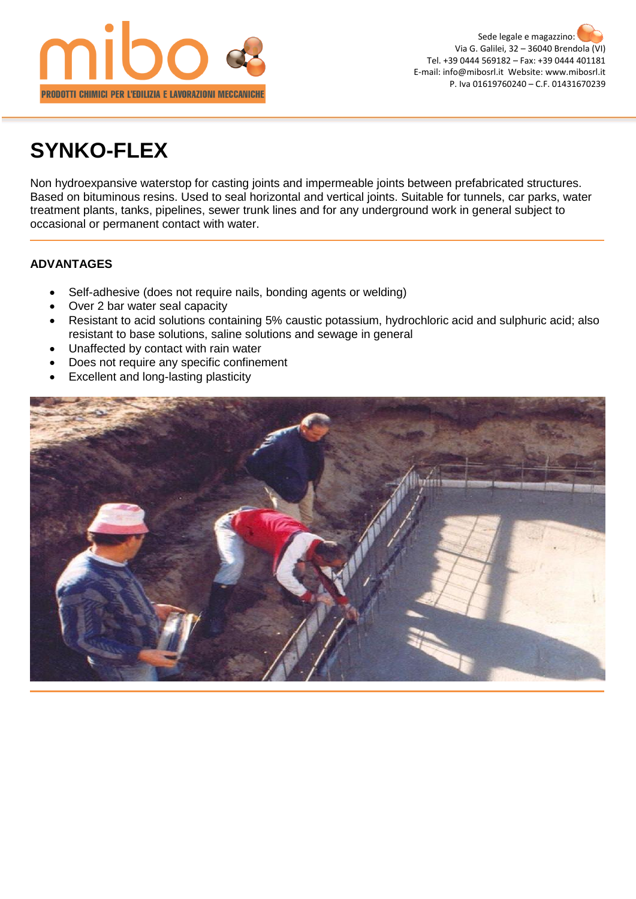mibo

PRODOTTI CHIMICI PER L'EDILIZIA E LAVORAZIONI MECCANICHE

Sede legale e magazzino:
Via G. Galilei, 32 – 36040 Brendola (VI)
Tel. +39 0444 569182 – Fax: +39 0444 401181
E-mail: info@mibosrl.it Website: www.mibosrl.it
P. Iva 01619760240 – C.F. 01431670239

# SYNKO-FLEX

Non hydroexpansive waterstop for casting joints and impermeable joints between prefabricated structures. Based on bituminous resins. Used to seal horizontal and vertical joints. Suitable for tunnels, car parks, water treatment plants, tanks, pipelines, sewer trunk lines and for any underground work in general subject to occasional or permanent contact with water.

### ADVANTAGES

- Self-adhesive (does not require nails, bonding agents or welding)
- Over 2 bar water seal capacity
- Resistant to acid solutions containing 5% caustic potassium, hydrochloric acid and sulphuric acid; also resistant to base solutions, saline solutions and sewage in general
- Unaffected by contact with rain water
- Does not require any specific confinement
- Excellent and long-lasting plasticity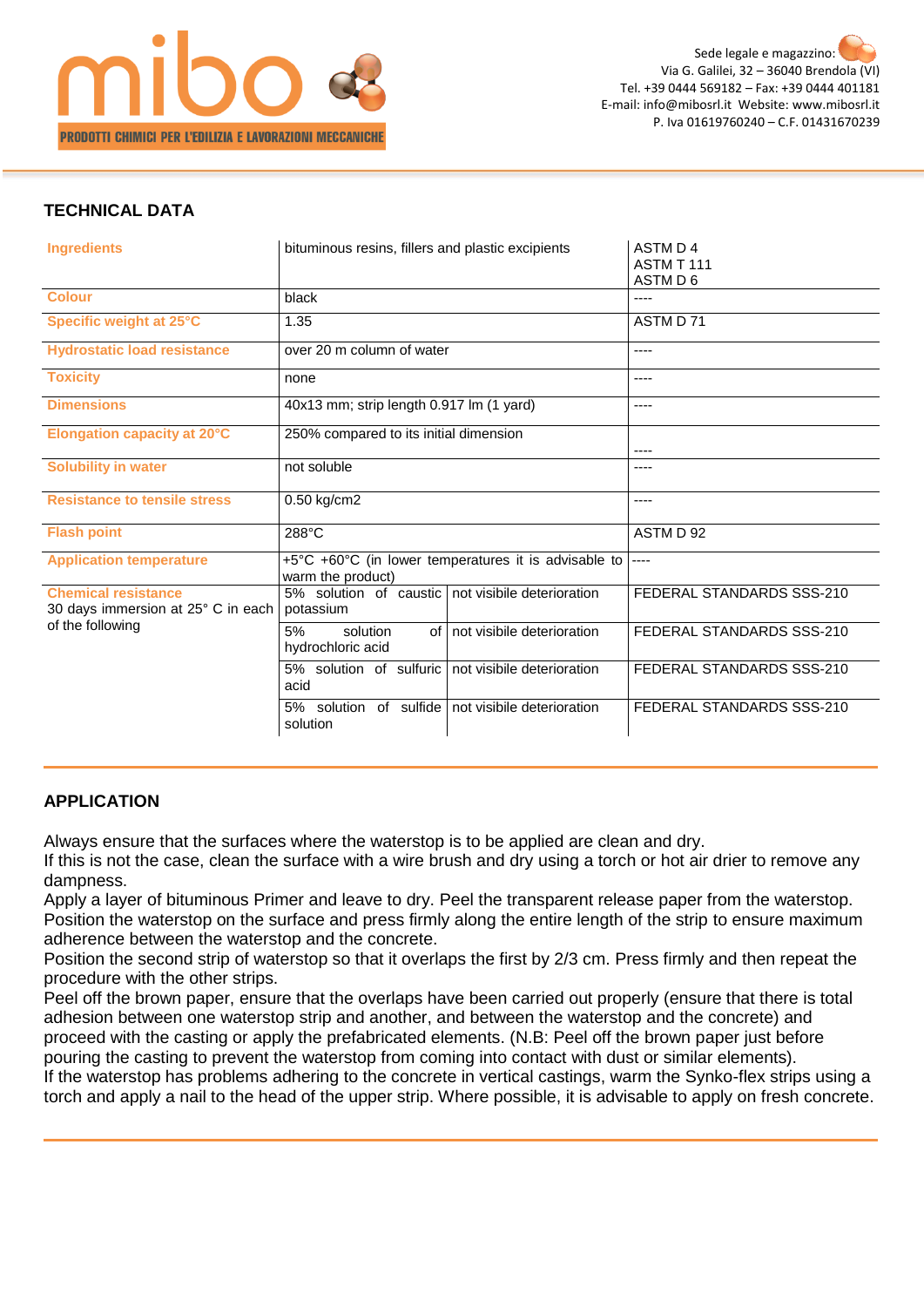## TECHNICAL DATA

| | | | |
|---|---|---|---|
| **Ingredients** | bituminous resins, fillers and plastic excipients | | ASTM D 4<br>ASTM T 111<br>ASTM D 6 |
| **Colour** | black | | ---- |
| **Specific weight at 25°C** | 1.35 | | ASTM D 71 |
| **Hydrostatic load resistance** | over 20 m column of water | | ---- |
| **Toxicity** | none | | ---- |
| **Dimensions** | 40x13 mm; strip length 0.917 lm (1 yard) | | ---- |
| **Elongation capacity at 20°C** | 250% compared to its initial dimension | | ---- |
| **Solubility in water** | not soluble | | ---- |
| **Resistance to tensile stress** | 0.50 kg/cm2 | | ---- |
| **Flash point** | 288°C | | ASTM D 92 |
| **Application temperature** | +5°C +60°C (in lower temperatures it is advisable to warm the product) | | ---- |
| **Chemical resistance** 30 days immersion at 25° C in each of the following | 5% solution of caustic potassium | not visibile deterioration | FEDERAL STANDARDS SSS-210 |
| | 5% solution of hydrochloric acid | not visibile deterioration | FEDERAL STANDARDS SSS-210 |
| | 5% solution of sulfuric acid | not visibile deterioration | FEDERAL STANDARDS SSS-210 |
| | 5% solution of sulfide solution | not visibile deterioration | FEDERAL STANDARDS SSS-210 |

## APPLICATION

Always ensure that the surfaces where the waterstop is to be applied are clean and dry.
If this is not the case, clean the surface with a wire brush and dry using a torch or hot air drier to remove any dampness.
Apply a layer of bituminous Primer and leave to dry. Peel the transparent release paper from the waterstop.
Position the waterstop on the surface and press firmly along the entire length of the strip to ensure maximum adherence between the waterstop and the concrete.
Position the second strip of waterstop so that it overlaps the first by 2/3 cm. Press firmly and then repeat the procedure with the other strips.
Peel off the brown paper, ensure that the overlaps have been carried out properly (ensure that there is total adhesion between one waterstop strip and another, and between the waterstop and the concrete) and proceed with the casting or apply the prefabricated elements. (N.B: Peel off the brown paper just before pouring the casting to prevent the waterstop from coming into contact with dust or similar elements).
If the waterstop has problems adhering to the concrete in vertical castings, warm the Synko-flex strips using a torch and apply a nail to the head of the upper strip. Where possible, it is advisable to apply on fresh concrete.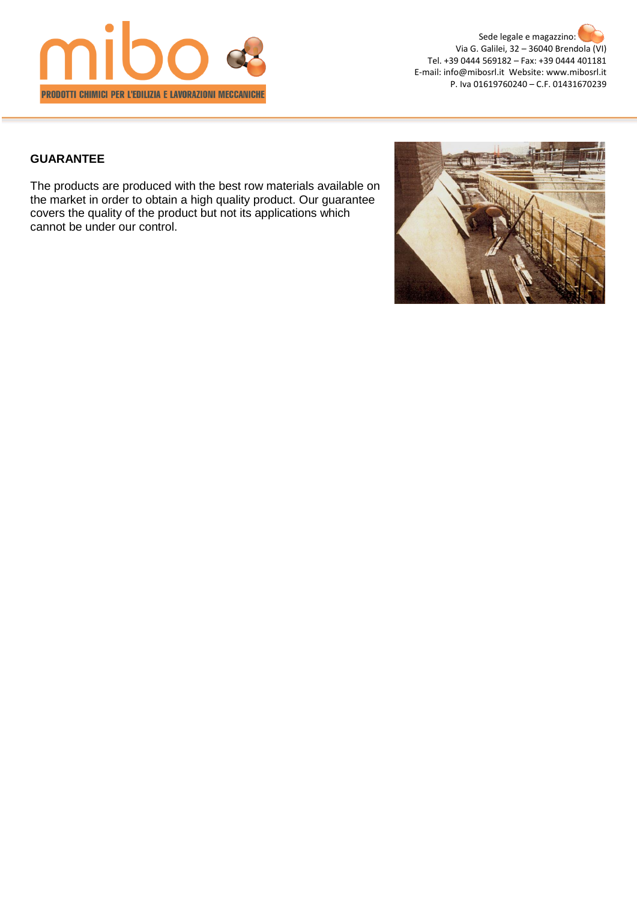**GUARANTEE**

The products are produced with the best row materials available on the market in order to obtain a high quality product. Our guarantee covers the quality of the product but not its applications which cannot be under our control.